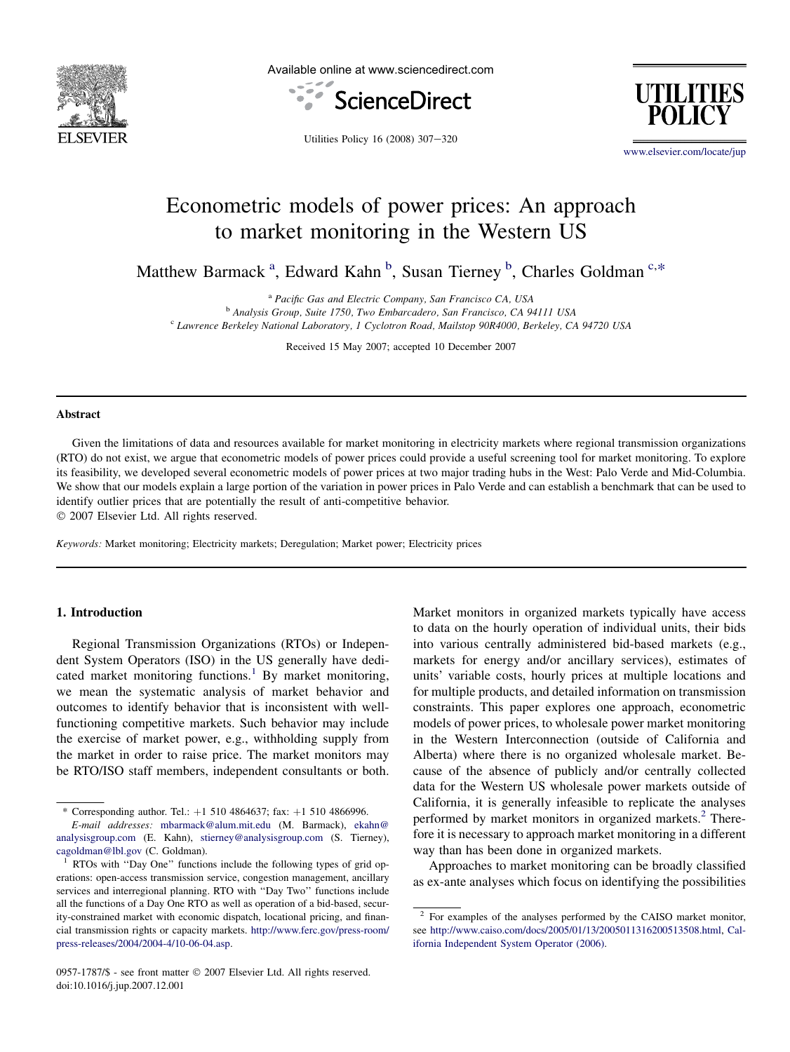# Econometric models of power prices: An approach to market monitoring in the Western US

Matthew Barmack [a], Edward Kahn [b], Susan Tierney [b], Charles Goldman [c,*]

[a] Pacific Gas and Electric Company, San Francisco CA, USA
[b] Analysis Group, Suite 1750, Two Embarcadero, San Francisco, CA 94111 USA
[c] Lawrence Berkeley National Laboratory, 1 Cyclotron Road, Mailstop 90R4000, Berkeley, CA 94720 USA

Received 15 May 2007; accepted 10 December 2007

## Abstract

Given the limitations of data and resources available for market monitoring in electricity markets where regional transmission organizations (RTO) do not exist, we argue that econometric models of power prices could provide a useful screening tool for market monitoring. To explore its feasibility, we developed several econometric models of power prices at two major trading hubs in the West: Palo Verde and Mid-Columbia. We show that our models explain a large portion of the variation in power prices in Palo Verde and can establish a benchmark that can be used to identify outlier prices that are potentially the result of anti-competitive behavior.

© 2007 Elsevier Ltd. All rights reserved.

*Keywords:* Market monitoring; Electricity markets; Deregulation; Market power; Electricity prices

## 1. Introduction

Regional Transmission Organizations (RTOs) or Independent System Operators (ISO) in the US generally have dedicated market monitoring functions.[1] By market monitoring, we mean the systematic analysis of market behavior and outcomes to identify behavior that is inconsistent with well-functioning competitive markets. Such behavior may include the exercise of market power, e.g., withholding supply from the market in order to raise price. The market monitors may be RTO/ISO staff members, independent consultants or both. Market monitors in organized markets typically have access to data on the hourly operation of individual units, their bids into various centrally administered bid-based markets (e.g., markets for energy and/or ancillary services), estimates of units' variable costs, hourly prices at multiple locations and for multiple products, and detailed information on transmission constraints. This paper explores one approach, econometric models of power prices, to wholesale power market monitoring in the Western Interconnection (outside of California and Alberta) where there is no organized wholesale market. Because of the absence of publicly and/or centrally collected data for the Western US wholesale power markets outside of California, it is generally infeasible to replicate the analyses performed by market monitors in organized markets.[2] Therefore it is necessary to approach market monitoring in a different way than has been done in organized markets.

Approaches to market monitoring can be broadly classified as ex-ante analyses which focus on identifying the possibilities

---

\* Corresponding author. Tel.: +1 510 4864637; fax: +1 510 4866996.

*E-mail addresses:* mbarmack@alum.mit.edu (M. Barmack), ekahn@analysisgroup.com (E. Kahn), stierney@analysisgroup.com (S. Tierney), cagoldman@lbl.gov (C. Goldman).

[1] RTOs with "Day One" functions include the following types of grid operations: open-access transmission service, congestion management, ancillary services and interregional planning. RTO with "Day Two" functions include all the functions of a Day One RTO as well as operation of a bid-based, security-constrained market with economic dispatch, locational pricing, and financial transmission rights or capacity markets. http://www.ferc.gov/press-room/press-releases/2004/2004-4/10-06-04.asp.

[2] For examples of the analyses performed by the CAISO market monitor, see http://www.caiso.com/docs/2005/01/13/2005011316200513508.html, California Independent System Operator (2006).

0957-1787/$ - see front matter © 2007 Elsevier Ltd. All rights reserved.
doi:10.1016/j.jup.2007.12.001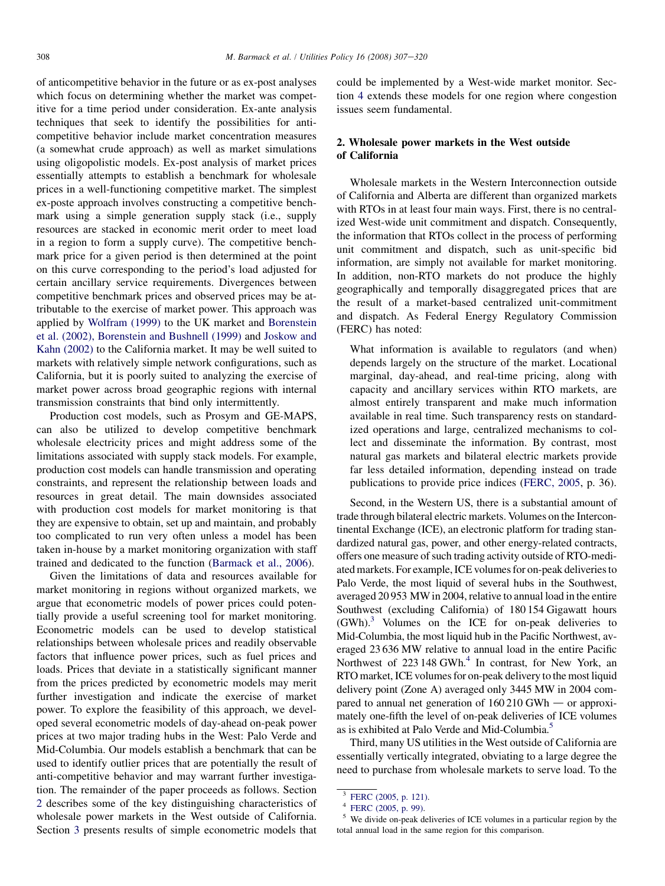of anticompetitive behavior in the future or as ex-post analyses which focus on determining whether the market was competitive for a time period under consideration. Ex-ante analysis techniques that seek to identify the possibilities for anticompetitive behavior include market concentration measures (a somewhat crude approach) as well as market simulations using oligopolistic models. Ex-post analysis of market prices essentially attempts to establish a benchmark for wholesale prices in a well-functioning competitive market. The simplest ex-poste approach involves constructing a competitive benchmark using a simple generation supply stack (i.e., supply resources are stacked in economic merit order to meet load in a region to form a supply curve). The competitive benchmark price for a given period is then determined at the point on this curve corresponding to the period's load adjusted for certain ancillary service requirements. Divergences between competitive benchmark prices and observed prices may be attributable to the exercise of market power. This approach was applied by Wolfram (1999) to the UK market and Borenstein et al. (2002), Borenstein and Bushnell (1999) and Joskow and Kahn (2002) to the California market. It may be well suited to markets with relatively simple network configurations, such as California, but it is poorly suited to analyzing the exercise of market power across broad geographic regions with internal transmission constraints that bind only intermittently.

Production cost models, such as Prosym and GE-MAPS, can also be utilized to develop competitive benchmark wholesale electricity prices and might address some of the limitations associated with supply stack models. For example, production cost models can handle transmission and operating constraints, and represent the relationship between loads and resources in great detail. The main downsides associated with production cost models for market monitoring is that they are expensive to obtain, set up and maintain, and probably too complicated to run very often unless a model has been taken in-house by a market monitoring organization with staff trained and dedicated to the function (Barmack et al., 2006).

Given the limitations of data and resources available for market monitoring in regions without organized markets, we argue that econometric models of power prices could potentially provide a useful screening tool for market monitoring. Econometric models can be used to develop statistical relationships between wholesale prices and readily observable factors that influence power prices, such as fuel prices and loads. Prices that deviate in a statistically significant manner from the prices predicted by econometric models may merit further investigation and indicate the exercise of market power. To explore the feasibility of this approach, we developed several econometric models of day-ahead on-peak power prices at two major trading hubs in the West: Palo Verde and Mid-Columbia. Our models establish a benchmark that can be used to identify outlier prices that are potentially the result of anti-competitive behavior and may warrant further investigation. The remainder of the paper proceeds as follows. Section 2 describes some of the key distinguishing characteristics of wholesale power markets in the West outside of California. Section 3 presents results of simple econometric models that could be implemented by a West-wide market monitor. Section 4 extends these models for one region where congestion issues seem fundamental.

## 2. Wholesale power markets in the West outside of California

Wholesale markets in the Western Interconnection outside of California and Alberta are different than organized markets with RTOs in at least four main ways. First, there is no centralized West-wide unit commitment and dispatch. Consequently, the information that RTOs collect in the process of performing unit commitment and dispatch, such as unit-specific bid information, are simply not available for market monitoring. In addition, non-RTO markets do not produce the highly geographically and temporally disaggregated prices that are the result of a market-based centralized unit-commitment and dispatch. As Federal Energy Regulatory Commission (FERC) has noted:

> What information is available to regulators (and when) depends largely on the structure of the market. Locational marginal, day-ahead, and real-time pricing, along with capacity and ancillary services within RTO markets, are almost entirely transparent and make much information available in real time. Such transparency rests on standardized operations and large, centralized mechanisms to collect and disseminate the information. By contrast, most natural gas markets and bilateral electric markets provide far less detailed information, depending instead on trade publications to provide price indices (FERC, 2005, p. 36).

Second, in the Western US, there is a substantial amount of trade through bilateral electric markets. Volumes on the Intercontinental Exchange (ICE), an electronic platform for trading standardized natural gas, power, and other energy-related contracts, offers one measure of such trading activity outside of RTO-mediated markets. For example, ICE volumes for on-peak deliveries to Palo Verde, the most liquid of several hubs in the Southwest, averaged 20 953 MW in 2004, relative to annual load in the entire Southwest (excluding California) of 180 154 Gigawatt hours (GWh).[3] Volumes on the ICE for on-peak deliveries to Mid-Columbia, the most liquid hub in the Pacific Northwest, averaged 23 636 MW relative to annual load in the entire Pacific Northwest of 223 148 GWh.[4] In contrast, for New York, an RTO market, ICE volumes for on-peak delivery to the most liquid delivery point (Zone A) averaged only 3445 MW in 2004 compared to annual net generation of 160 210 GWh — or approximately one-fifth the level of on-peak deliveries of ICE volumes as is exhibited at Palo Verde and Mid-Columbia.[5]

Third, many US utilities in the West outside of California are essentially vertically integrated, obviating to a large degree the need to purchase from wholesale markets to serve load. To the

[3] FERC (2005, p. 121).

[4] FERC (2005, p. 99).

[5] We divide on-peak deliveries of ICE volumes in a particular region by the total annual load in the same region for this comparison.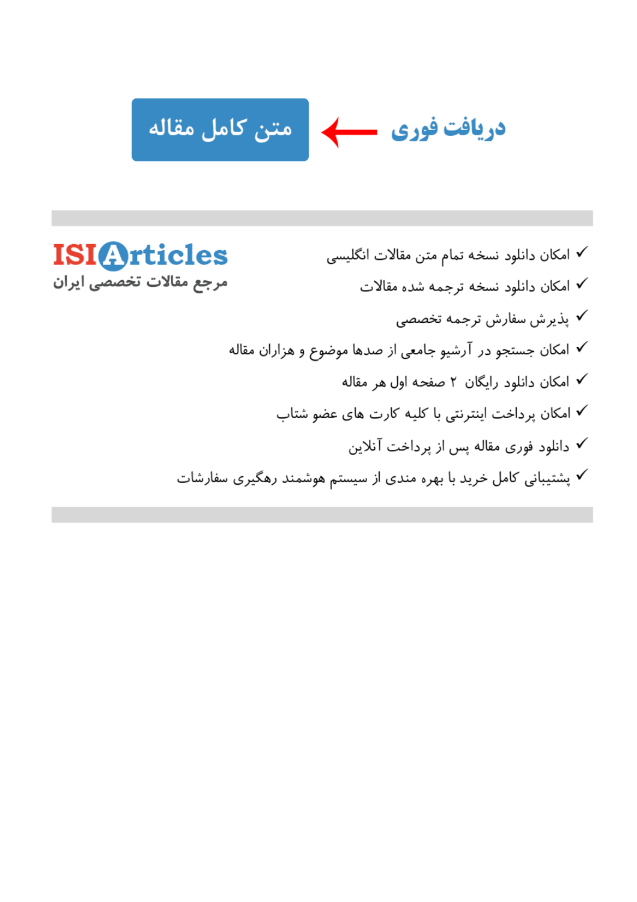دریافت فوری ← متن کامل مقاله

**ISIArticles**
مرجع مقالات تخصصی ایران

- ✓ امکان دانلود نسخه تمام متن مقالات انگلیسی
- ✓ امکان دانلود نسخه ترجمه شده مقالات
- ✓ پذیرش سفارش ترجمه تخصصی
- ✓ امکان جستجو در آرشیو جامعی از صدها موضوع و هزاران مقاله
- ✓ امکان دانلود رایگان ۲ صفحه اول هر مقاله
- ✓ امکان پرداخت اینترنتی با کلیه کارت های عضو شتاب
- ✓ دانلود فوری مقاله پس از پرداخت آنلاین
- ✓ پشتیبانی کامل خرید با بهره مندی از سیستم هوشمند رهگیری سفارشات